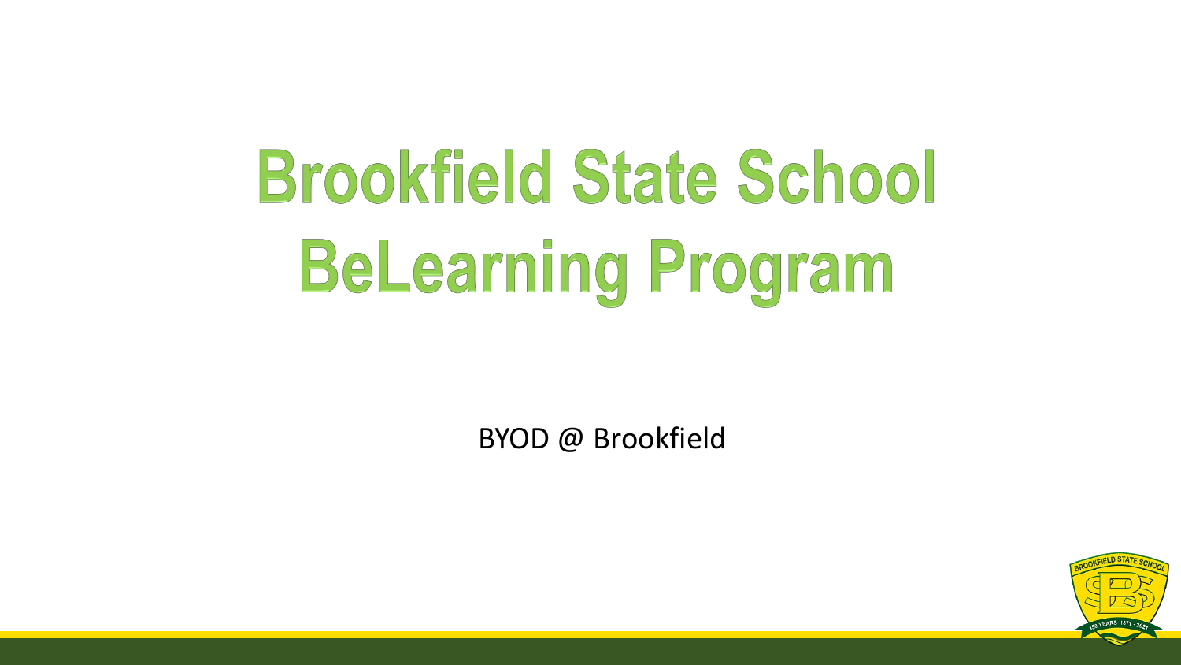# Brookfield State School BeLearning Program

BYOD @ Brookfield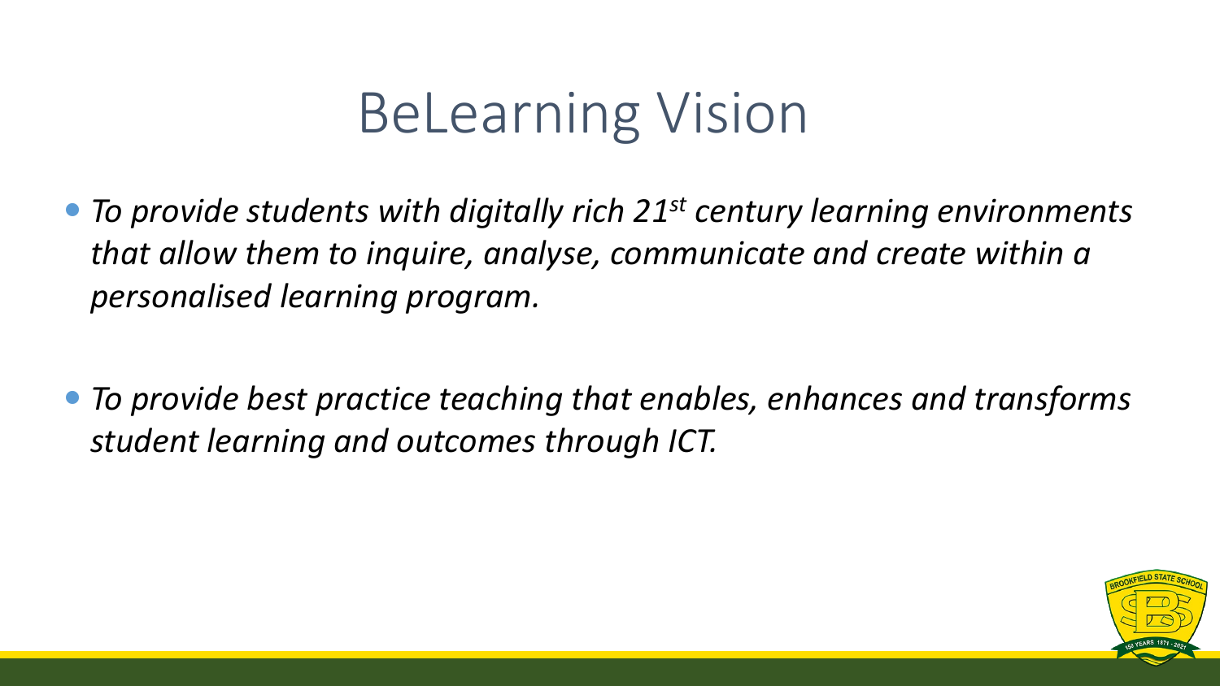# BeLearning Vision

- *To provide students with digitally rich 21st century learning environments that allow them to inquire, analyse, communicate and create within a personalised learning program.*

- *To provide best practice teaching that enables, enhances and transforms student learning and outcomes through ICT.*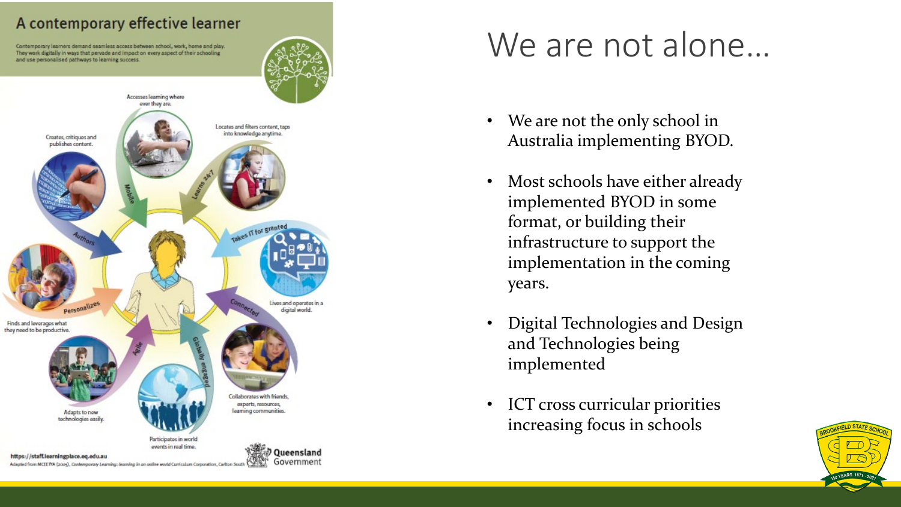## A contemporary effective learner

Contemporary learners demand seamless access between school, work, home and play. They work digitally in ways that pervade and impact on every aspect of their schooling and use personalised pathways to learning success.

- Accesses learning where ever they are. (Mobile)
- Locates and filters content, taps into knowledge anytime. (Learns 24/7)
- Lives and operates in a digital world. (Takes IT for granted)
- Collaborates with friends, experts, resources, learning communities. (Connected)
- Participates in world events in real time. (Globally engaged)
- Adapts to new technologies easily. (Agile)
- Finds and leverages what they need to be productive. (Personalizes)
- Creates, critiques and publishes content. (Authors)

https://staff.learningplace.eq.edu.au

Adapted from MCEETYA (2005), *Contemporary Learning: learning in an online world* Curriculum Corporation, Carlton South

Queensland Government

# We are not alone…

- We are not the only school in Australia implementing BYOD.
- Most schools have either already implemented BYOD in some format, or building their infrastructure to support the implementation in the coming years.
- Digital Technologies and Design and Technologies being implemented
- ICT cross curricular priorities increasing focus in schools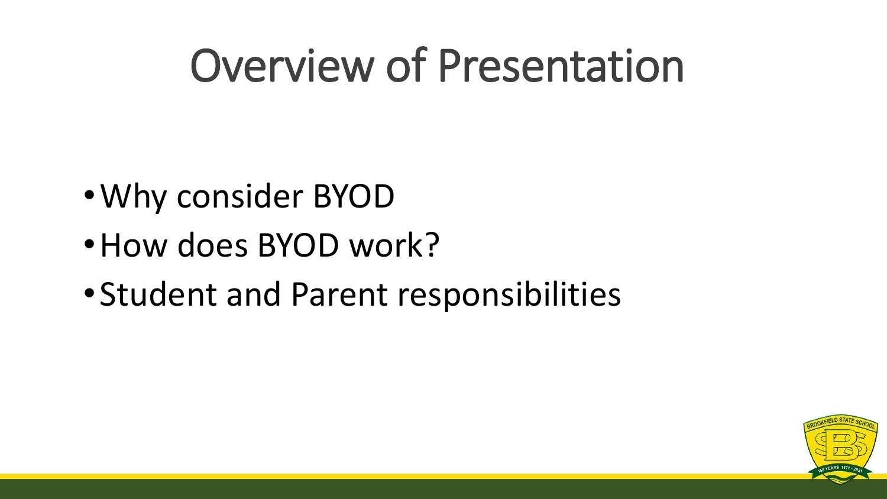# Overview of Presentation

- Why consider BYOD
- How does BYOD work?
- Student and Parent responsibilities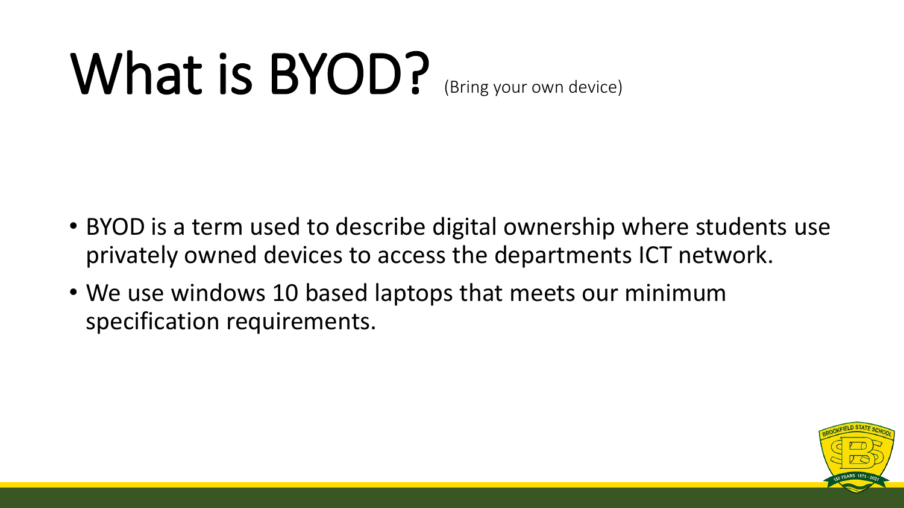# What is BYOD? (Bring your own device)

- BYOD is a term used to describe digital ownership where students use privately owned devices to access the departments ICT network.
- We use windows 10 based laptops that meets our minimum specification requirements.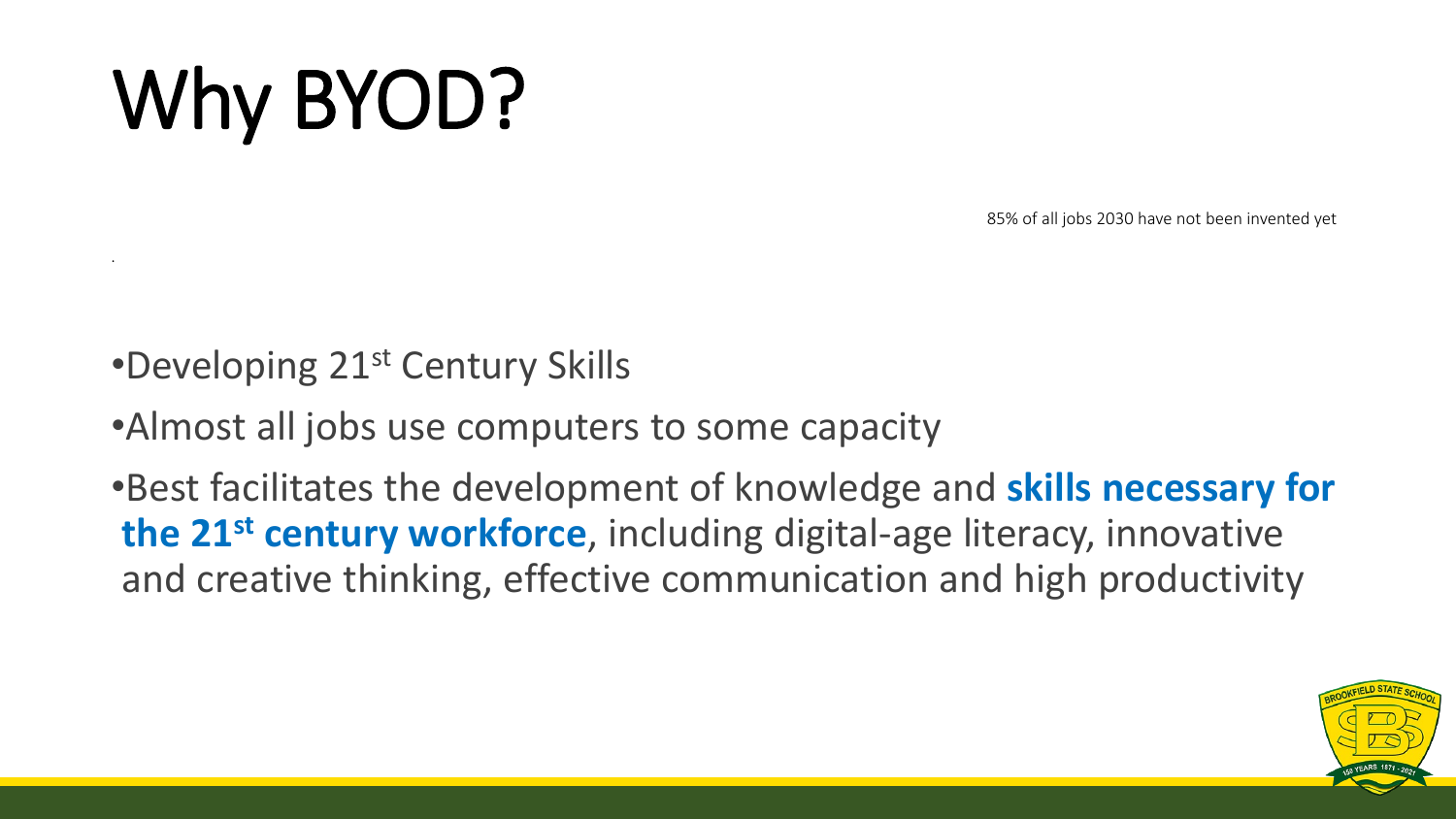# Why BYOD?

85% of all jobs 2030 have not been invented yet

- Developing 21st Century Skills
- Almost all jobs use computers to some capacity
- Best facilitates the development of knowledge and **skills necessary for the 21st century workforce**, including digital-age literacy, innovative and creative thinking, effective communication and high productivity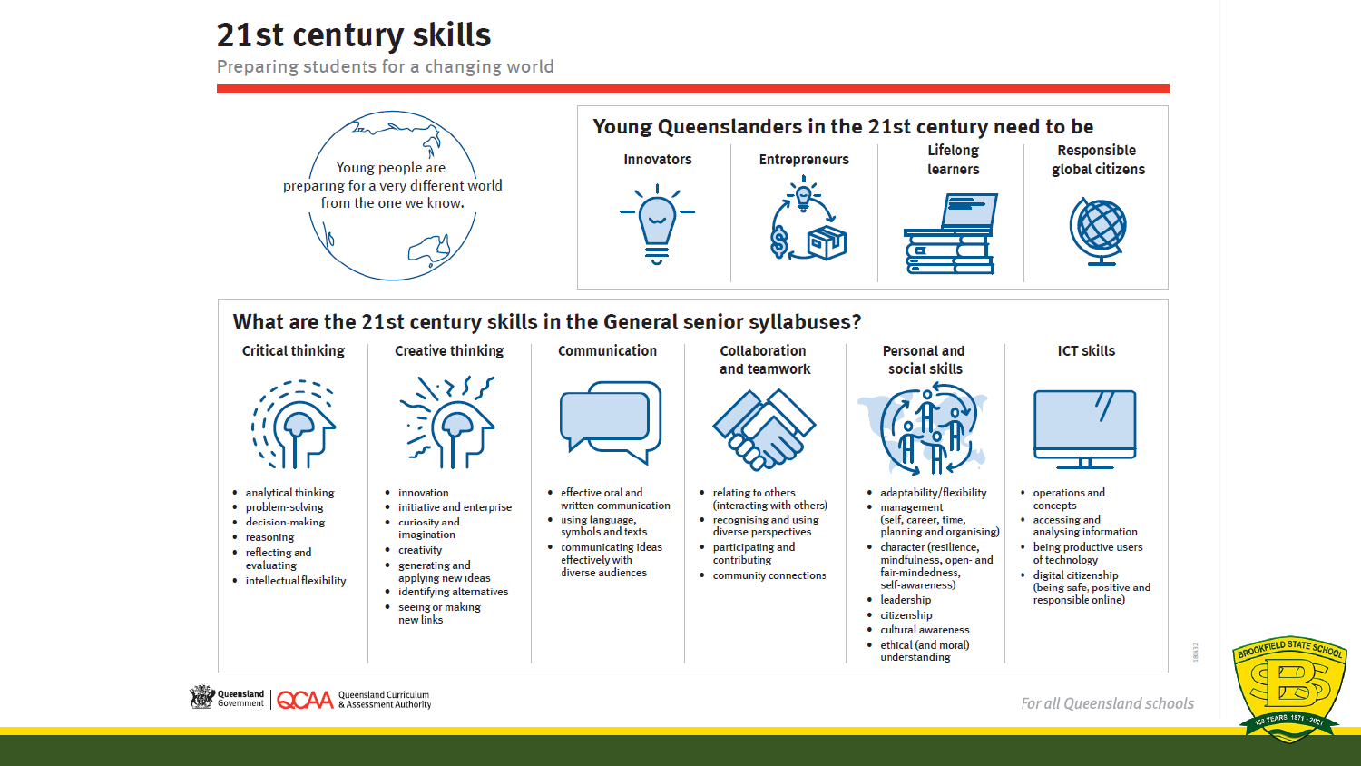# 21st century skills

Preparing students for a changing world

Young people are preparing for a very different world from the one we know.

## Young Queenslanders in the 21st century need to be

- Innovators
- Entrepreneurs
- Lifelong learners
- Responsible global citizens

## What are the 21st century skills in the General senior syllabuses?

### Critical thinking

- analytical thinking
- problem-solving
- decision-making
- reasoning
- reflecting and evaluating
- intellectual flexibility

### Creative thinking

- innovation
- initiative and enterprise
- curiosity and imagination
- creativity
- generating and applying new ideas
- identifying alternatives
- seeing or making new links

### Communication

- effective oral and written communication
- using language, symbols and texts
- communicating ideas effectively with diverse audiences

### Collaboration and teamwork

- relating to others (interacting with others)
- recognising and using diverse perspectives
- participating and contributing
- community connections

### Personal and social skills

- adaptability/flexibility
- management (self, career, time, planning and organising)
- character (resilience, mindfulness, open- and fair-mindedness, self-awareness)
- leadership
- citizenship
- cultural awareness
- ethical (and moral) understanding

### ICT skills

- operations and concepts
- accessing and analysing information
- being productive users of technology
- digital citizenship (being safe, positive and responsible online)

Queensland Government | QCAA Queensland Curriculum & Assessment Authority

*For all Queensland schools*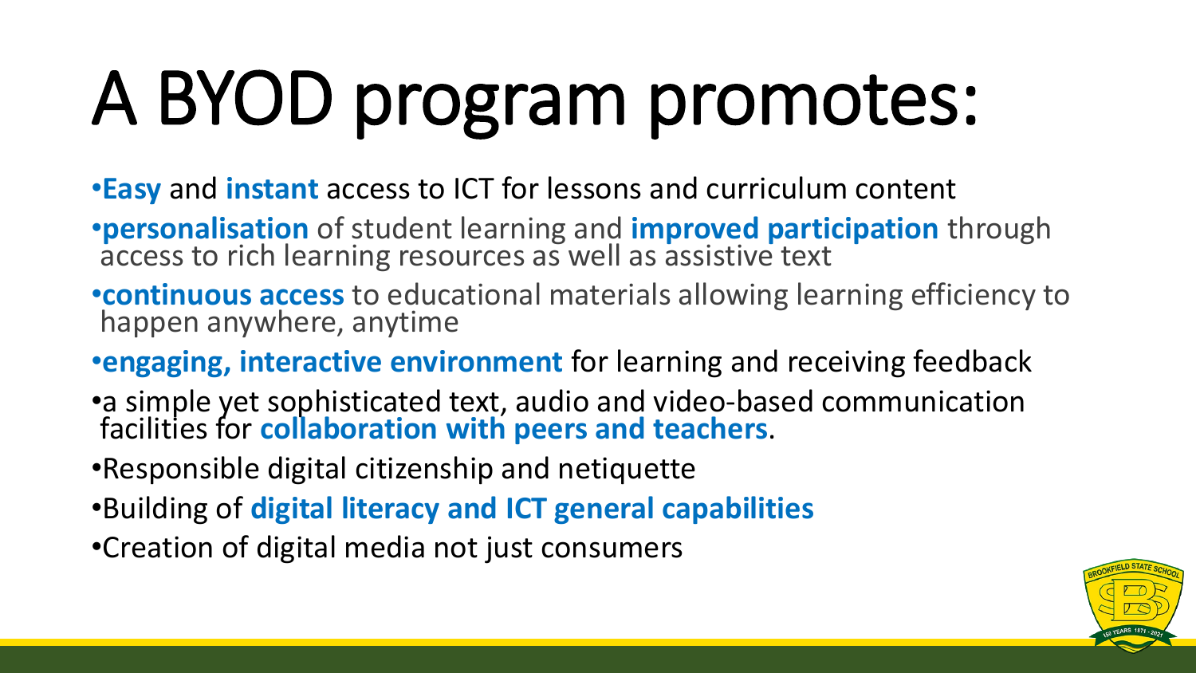# A BYOD program promotes:

- **Easy** and **instant** access to ICT for lessons and curriculum content
- **personalisation** of student learning and **improved participation** through access to rich learning resources as well as assistive text
- **continuous access** to educational materials allowing learning efficiency to happen anywhere, anytime
- **engaging, interactive environment** for learning and receiving feedback
- a simple yet sophisticated text, audio and video-based communication facilities for **collaboration with peers and teachers**.
- Responsible digital citizenship and netiquette
- Building of **digital literacy and ICT general capabilities**
- Creation of digital media not just consumers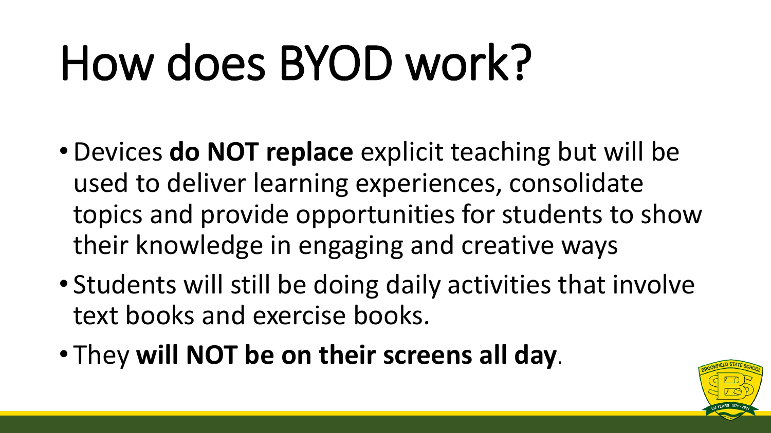# How does BYOD work?

- Devices **do NOT replace** explicit teaching but will be used to deliver learning experiences, consolidate topics and provide opportunities for students to show their knowledge in engaging and creative ways
- Students will still be doing daily activities that involve text books and exercise books.
- They **will NOT be on their screens all day**.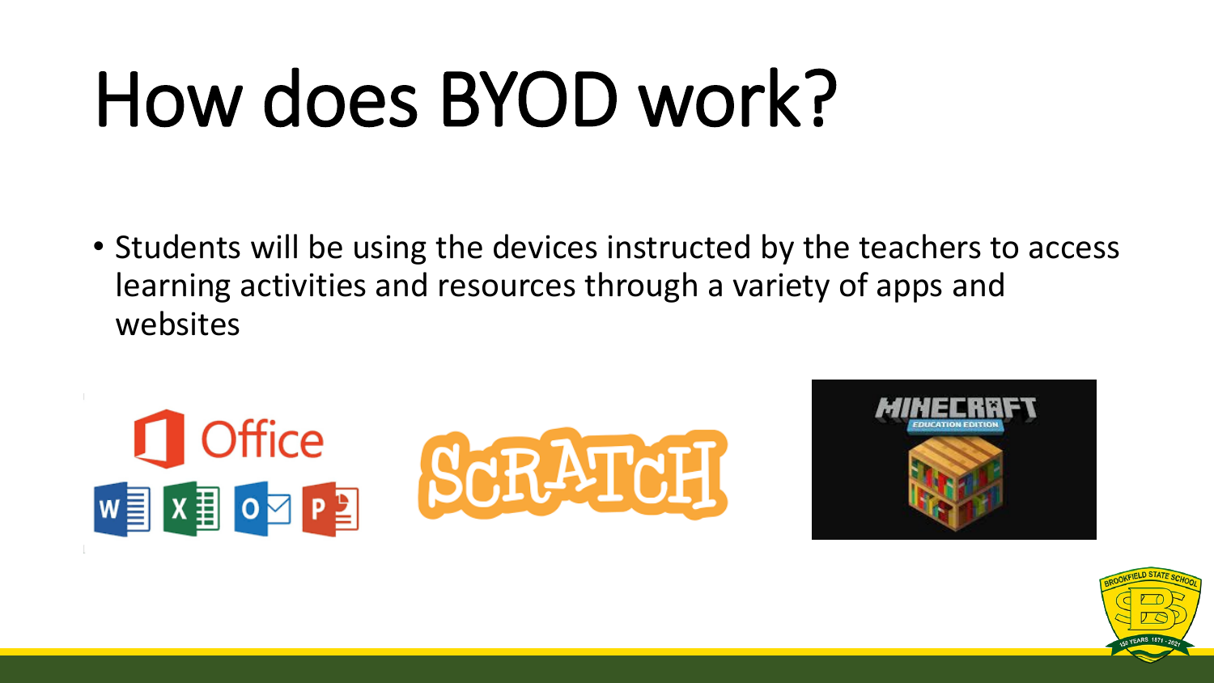# How does BYOD work?

- Students will be using the devices instructed by the teachers to access learning activities and resources through a variety of apps and websites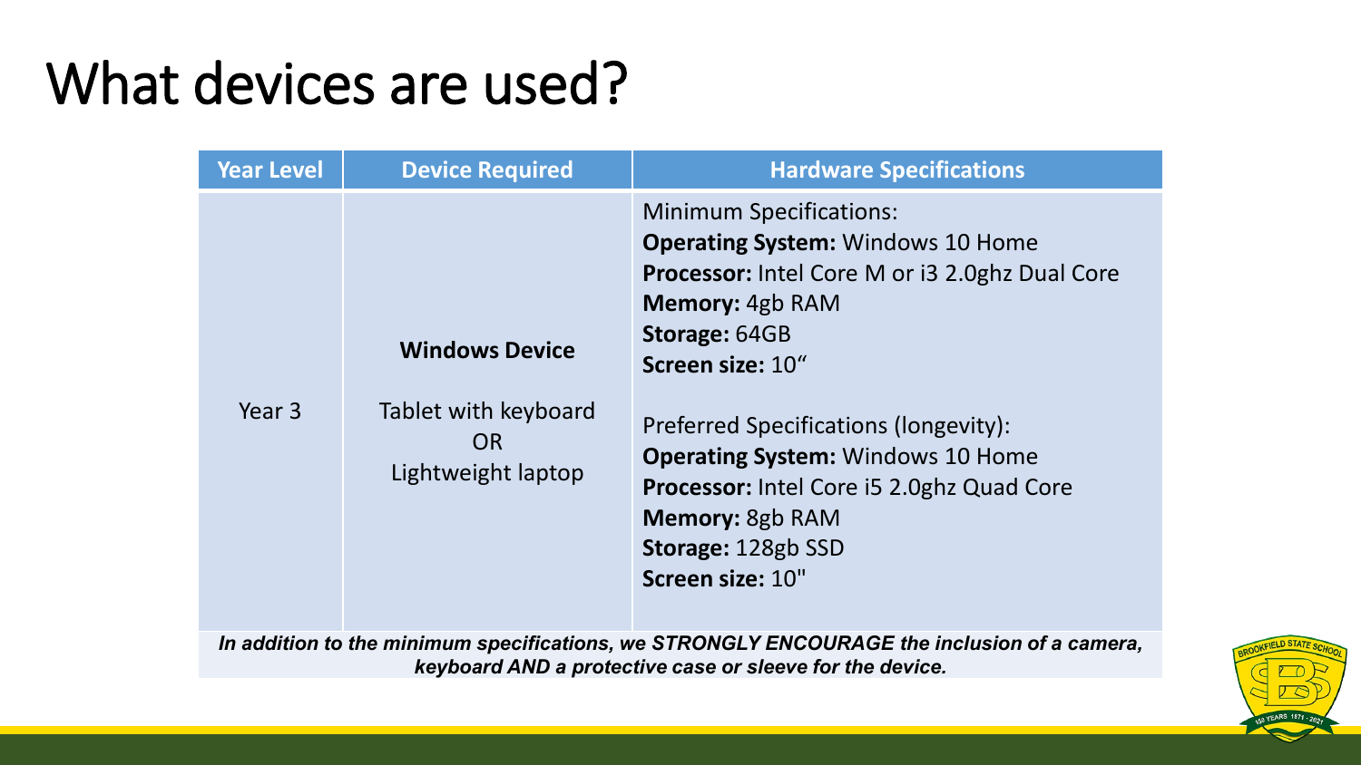# What devices are used?

| Year Level | Device Required | Hardware Specifications |
|---|---|---|
| Year 3 | **Windows Device**<br><br>Tablet with keyboard<br>OR<br>Lightweight laptop | Minimum Specifications:<br>**Operating System:** Windows 10 Home<br>**Processor:** Intel Core M or i3 2.0ghz Dual Core<br>**Memory:** 4gb RAM<br>**Storage:** 64GB<br>**Screen size:** 10"<br><br>Preferred Specifications (longevity):<br>**Operating System:** Windows 10 Home<br>**Processor:** Intel Core i5 2.0ghz Quad Core<br>**Memory:** 8gb RAM<br>**Storage:** 128gb SSD<br>**Screen size:** 10" |

***In addition to the minimum specifications, we STRONGLY ENCOURAGE the inclusion of a camera, keyboard AND a protective case or sleeve for the device.***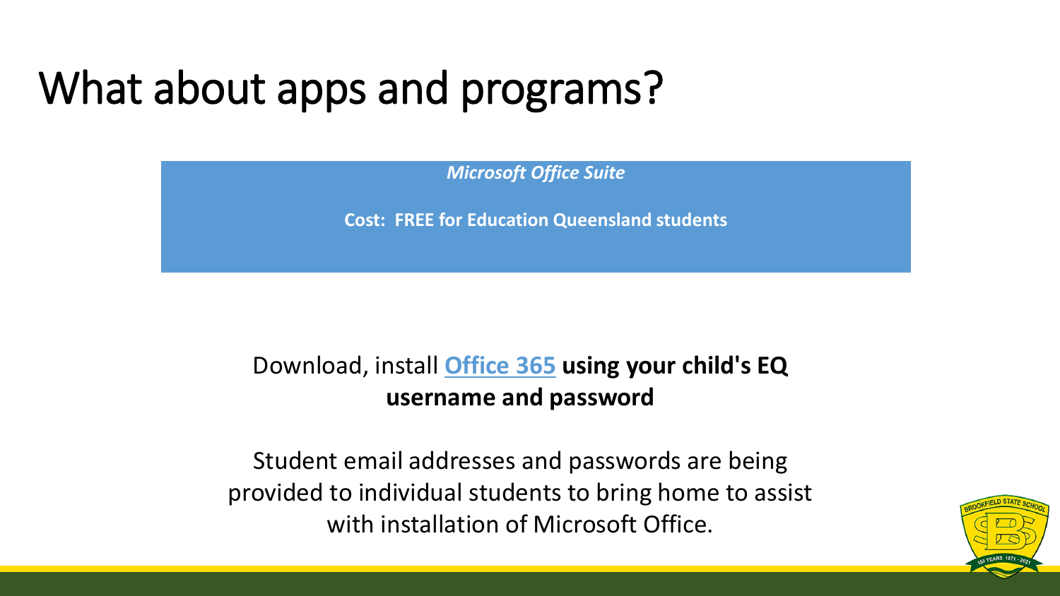# What about apps and programs?

***Microsoft Office Suite***

**Cost: FREE for Education Queensland students**

Download, install **Office 365** **using your child's EQ username and password**

Student email addresses and passwords are being provided to individual students to bring home to assist with installation of Microsoft Office.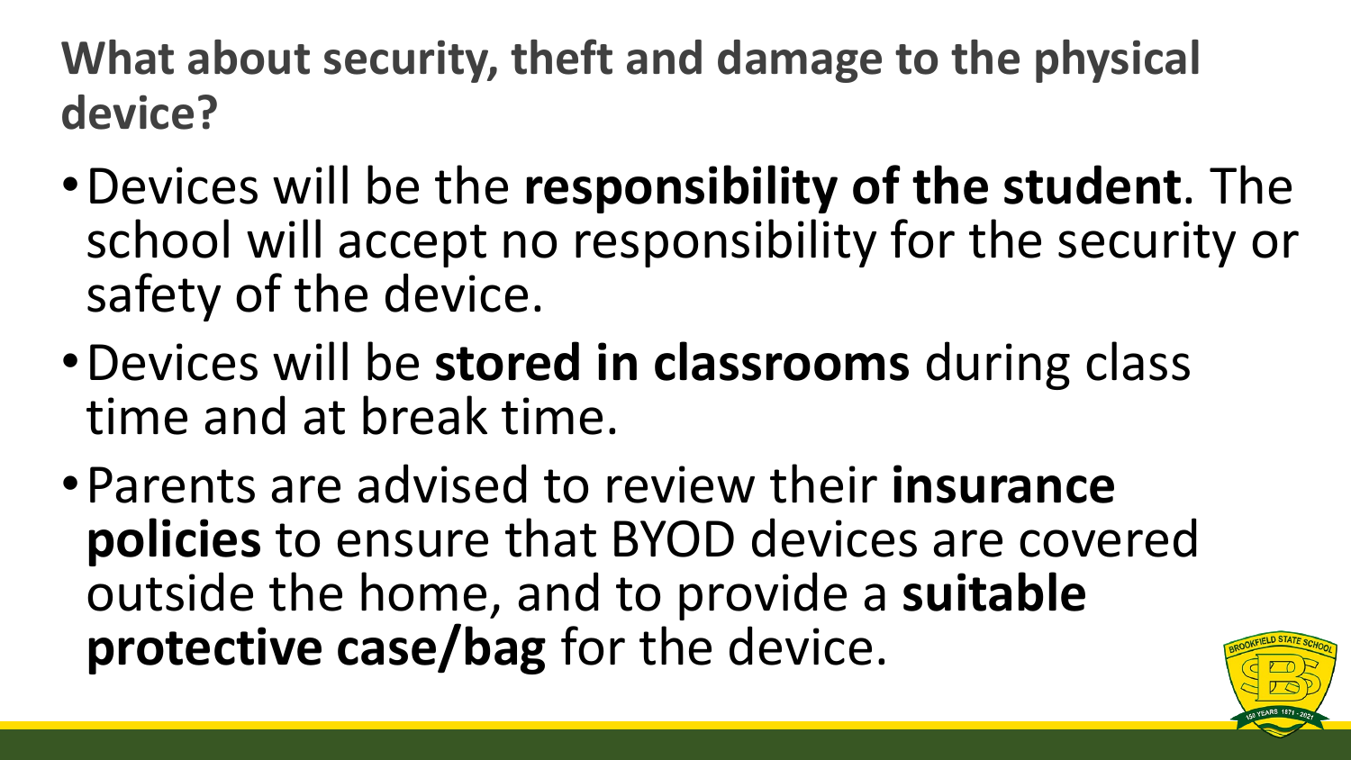## What about security, theft and damage to the physical device?

- Devices will be the **responsibility of the student**. The school will accept no responsibility for the security or safety of the device.
- Devices will be **stored in classrooms** during class time and at break time.
- Parents are advised to review their **insurance policies** to ensure that BYOD devices are covered outside the home, and to provide a **suitable protective case/bag** for the device.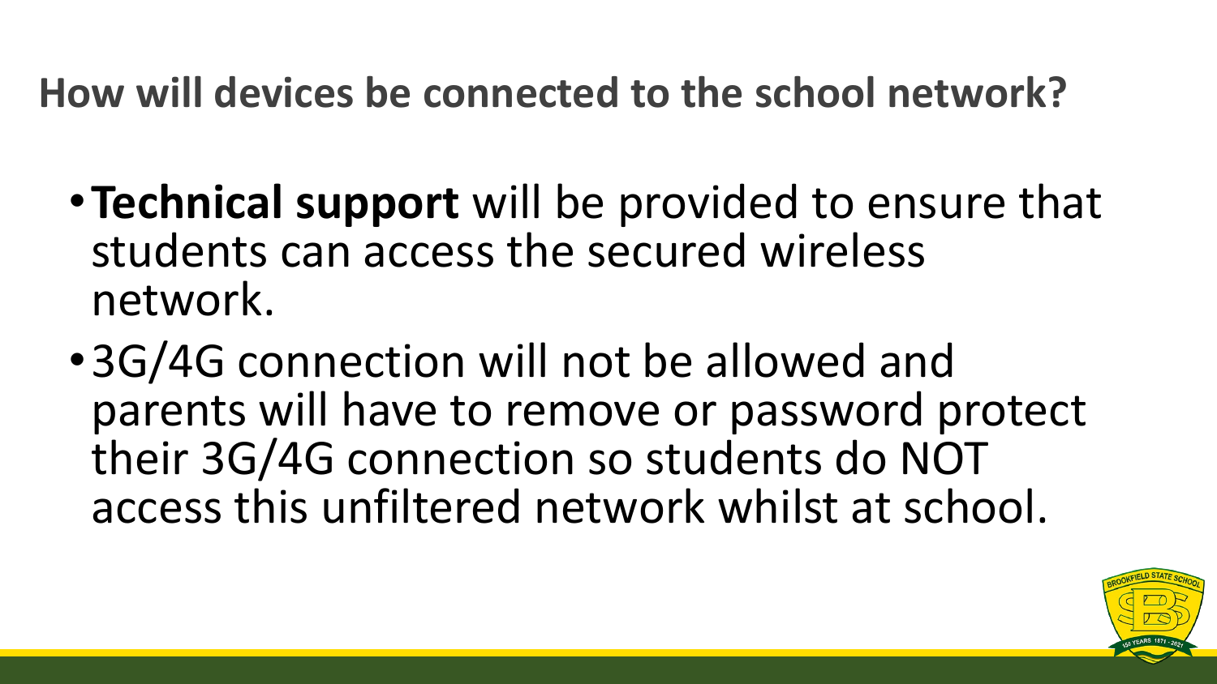## How will devices be connected to the school network?

- **Technical support** will be provided to ensure that students can access the secured wireless network.
- 3G/4G connection will not be allowed and parents will have to remove or password protect their 3G/4G connection so students do NOT access this unfiltered network whilst at school.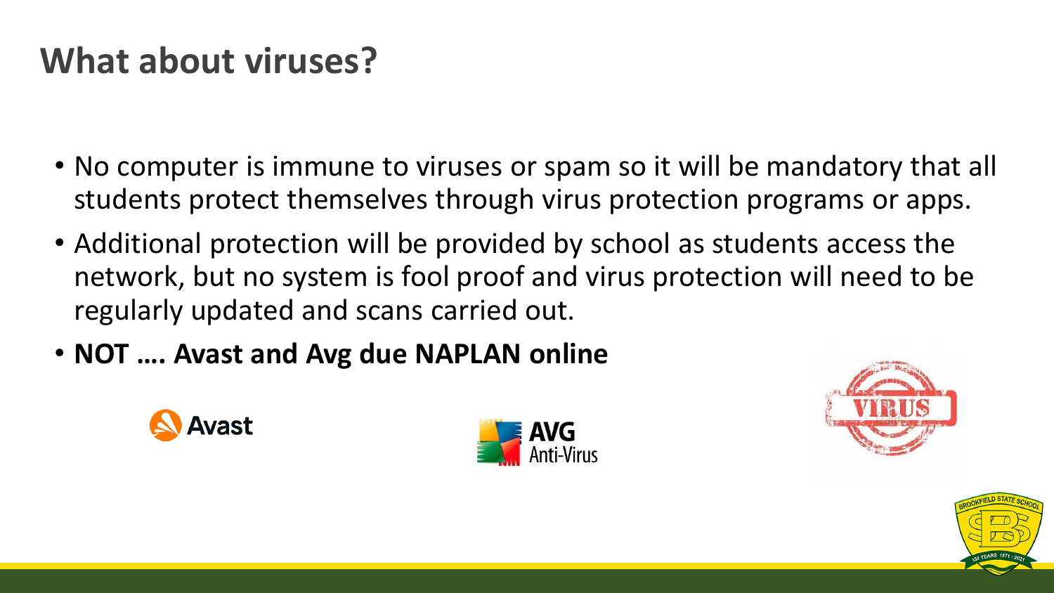# What about viruses?

- No computer is immune to viruses or spam so it will be mandatory that all students protect themselves through virus protection programs or apps.
- Additional protection will be provided by school as students access the network, but no system is fool proof and virus protection will need to be regularly updated and scans carried out.
- **NOT …. Avast and Avg due NAPLAN online**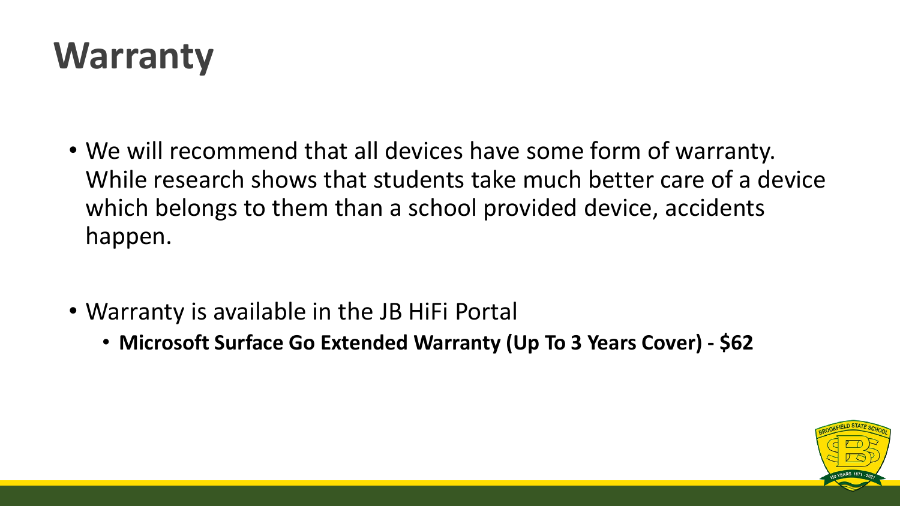# Warranty

- We will recommend that all devices have some form of warranty. While research shows that students take much better care of a device which belongs to them than a school provided device, accidents happen.

- Warranty is available in the JB HiFi Portal
  - **Microsoft Surface Go Extended Warranty (Up To 3 Years Cover) - $62**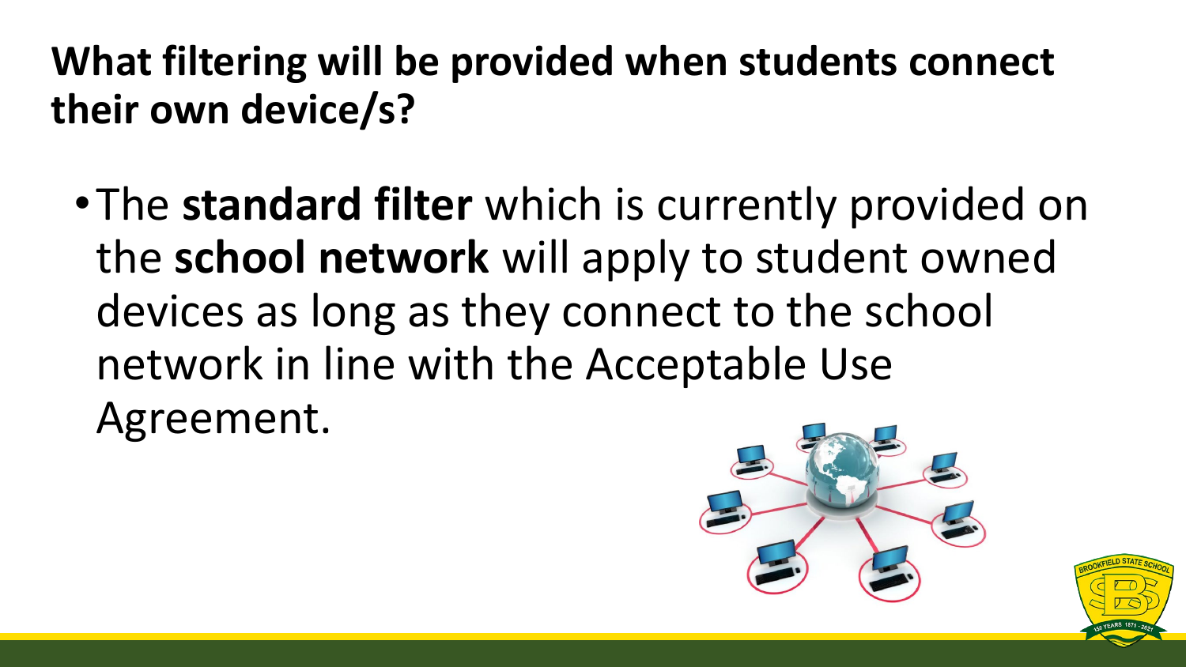## What filtering will be provided when students connect their own device/s?

- The **standard filter** which is currently provided on the **school network** will apply to student owned devices as long as they connect to the school network in line with the Acceptable Use Agreement.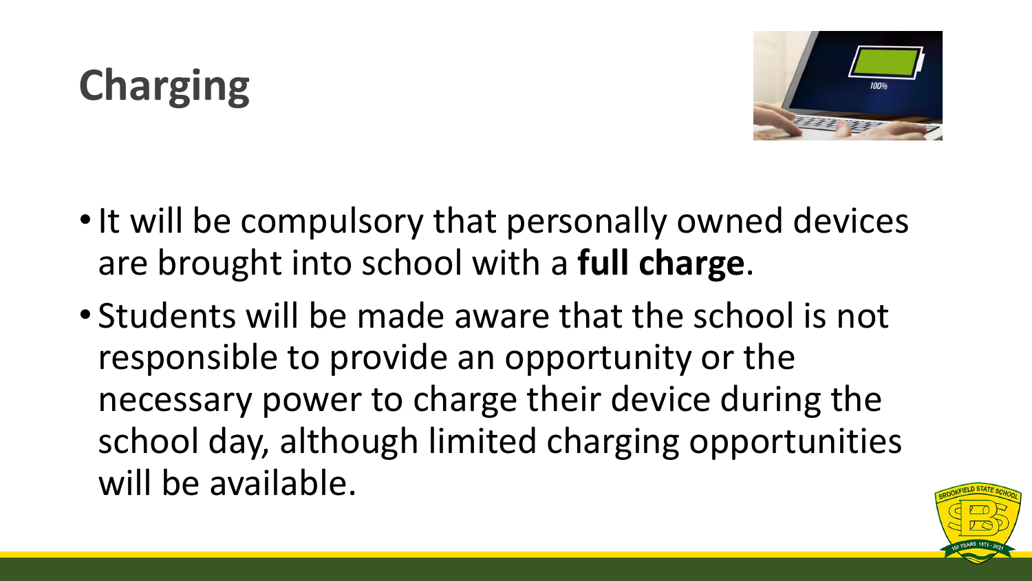# Charging

- It will be compulsory that personally owned devices are brought into school with a **full charge**.
- Students will be made aware that the school is not responsible to provide an opportunity or the necessary power to charge their device during the school day, although limited charging opportunities will be available.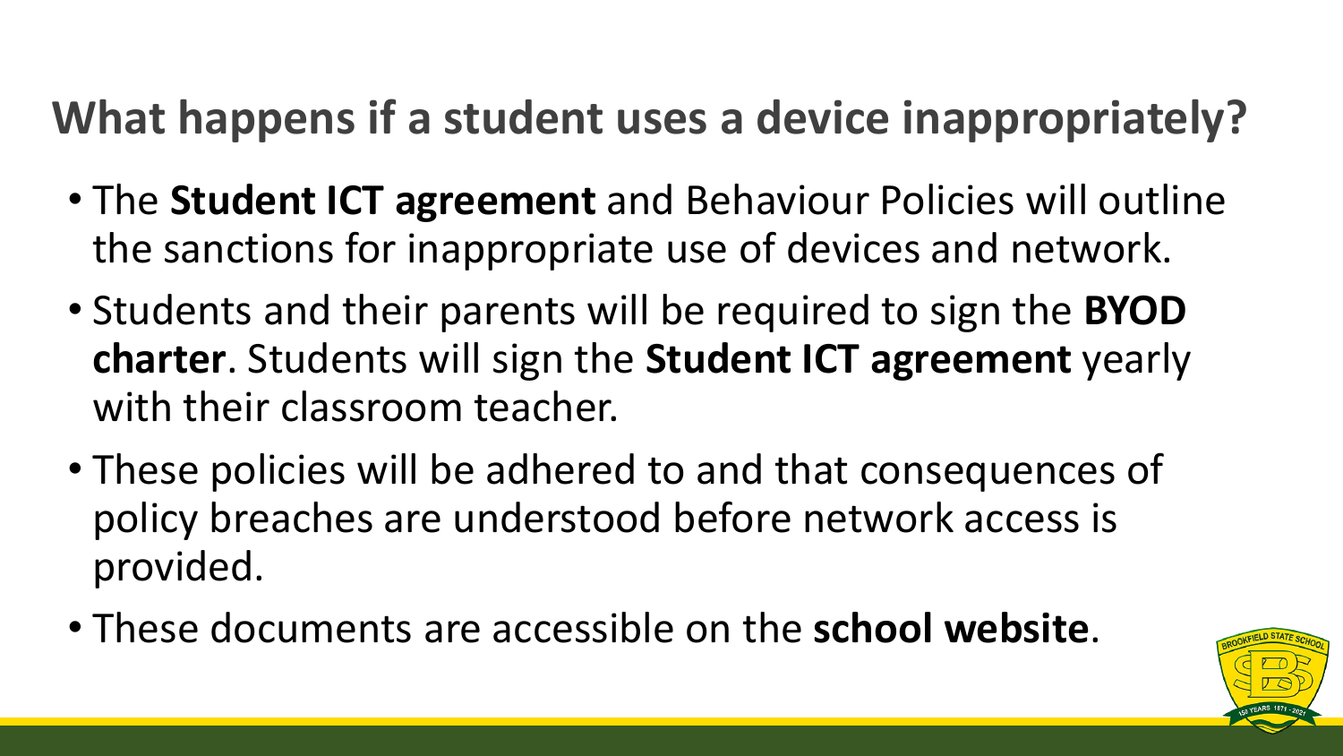## What happens if a student uses a device inappropriately?

- The **Student ICT agreement** and Behaviour Policies will outline the sanctions for inappropriate use of devices and network.
- Students and their parents will be required to sign the **BYOD charter**. Students will sign the **Student ICT agreement** yearly with their classroom teacher.
- These policies will be adhered to and that consequences of policy breaches are understood before network access is provided.
- These documents are accessible on the **school website**.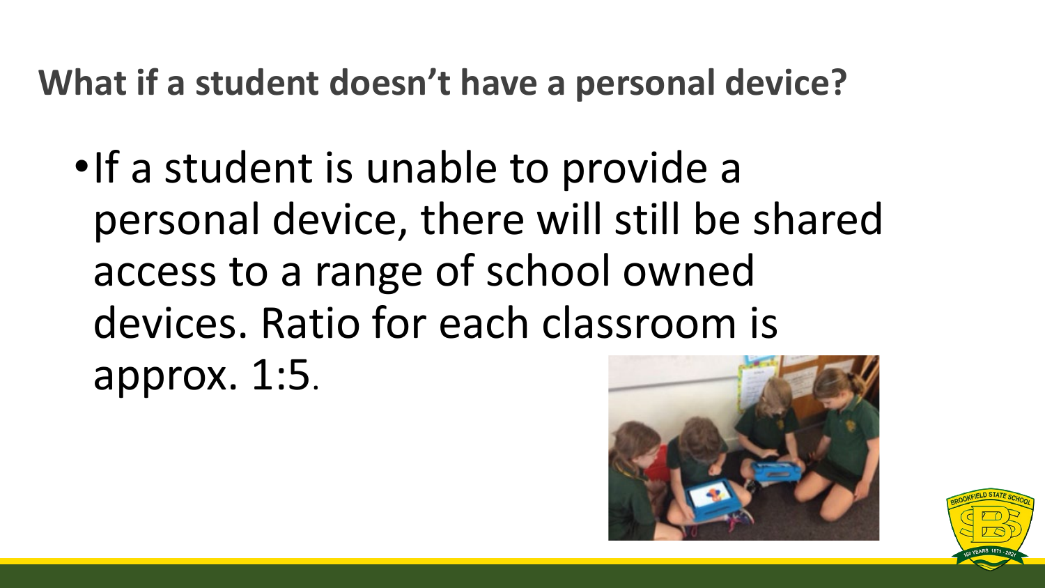## What if a student doesn't have a personal device?

- If a student is unable to provide a personal device, there will still be shared access to a range of school owned devices. Ratio for each classroom is approx. 1:5.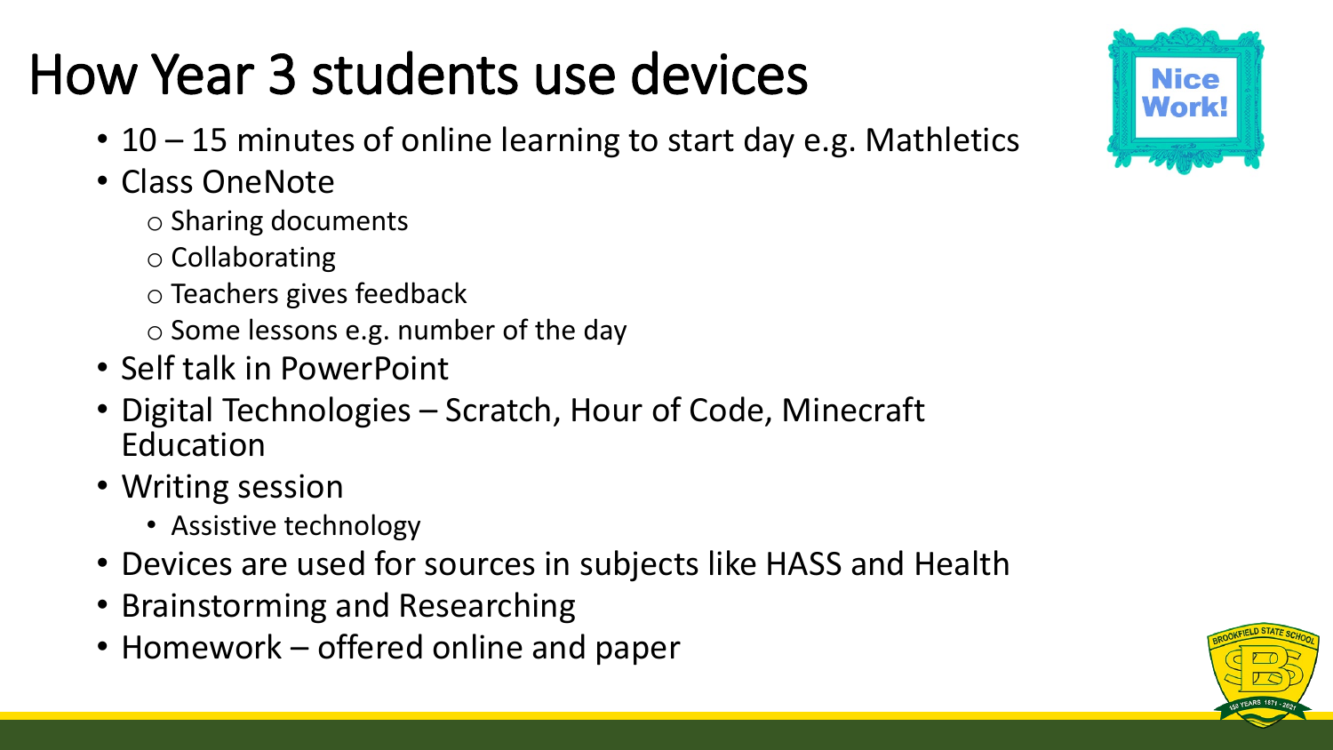# How Year 3 students use devices

- 10 – 15 minutes of online learning to start day e.g. Mathletics
- Class OneNote
  - Sharing documents
  - Collaborating
  - Teachers gives feedback
  - Some lessons e.g. number of the day
- Self talk in PowerPoint
- Digital Technologies – Scratch, Hour of Code, Minecraft Education
- Writing session
  - Assistive technology
- Devices are used for sources in subjects like HASS and Health
- Brainstorming and Researching
- Homework – offered online and paper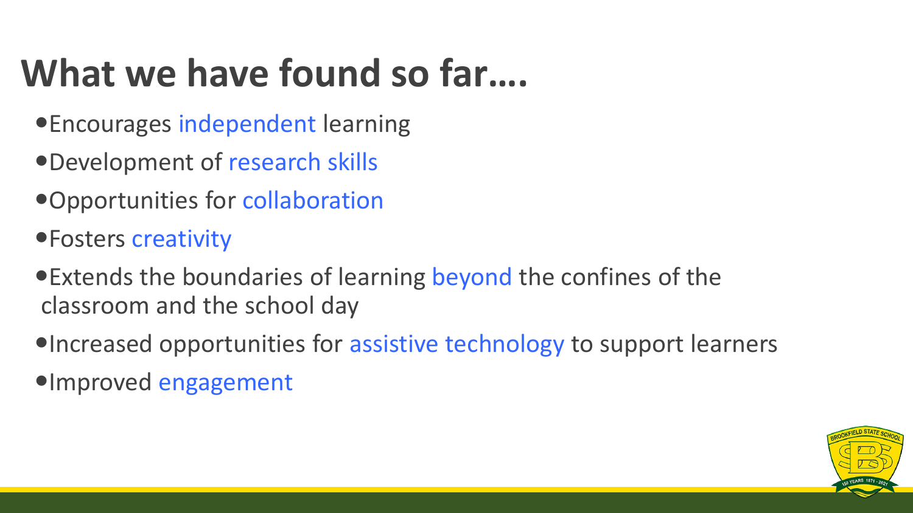# What we have found so far….

- Encourages independent learning
- Development of research skills
- Opportunities for collaboration
- Fosters creativity
- Extends the boundaries of learning beyond the confines of the classroom and the school day
- Increased opportunities for assistive technology to support learners
- Improved engagement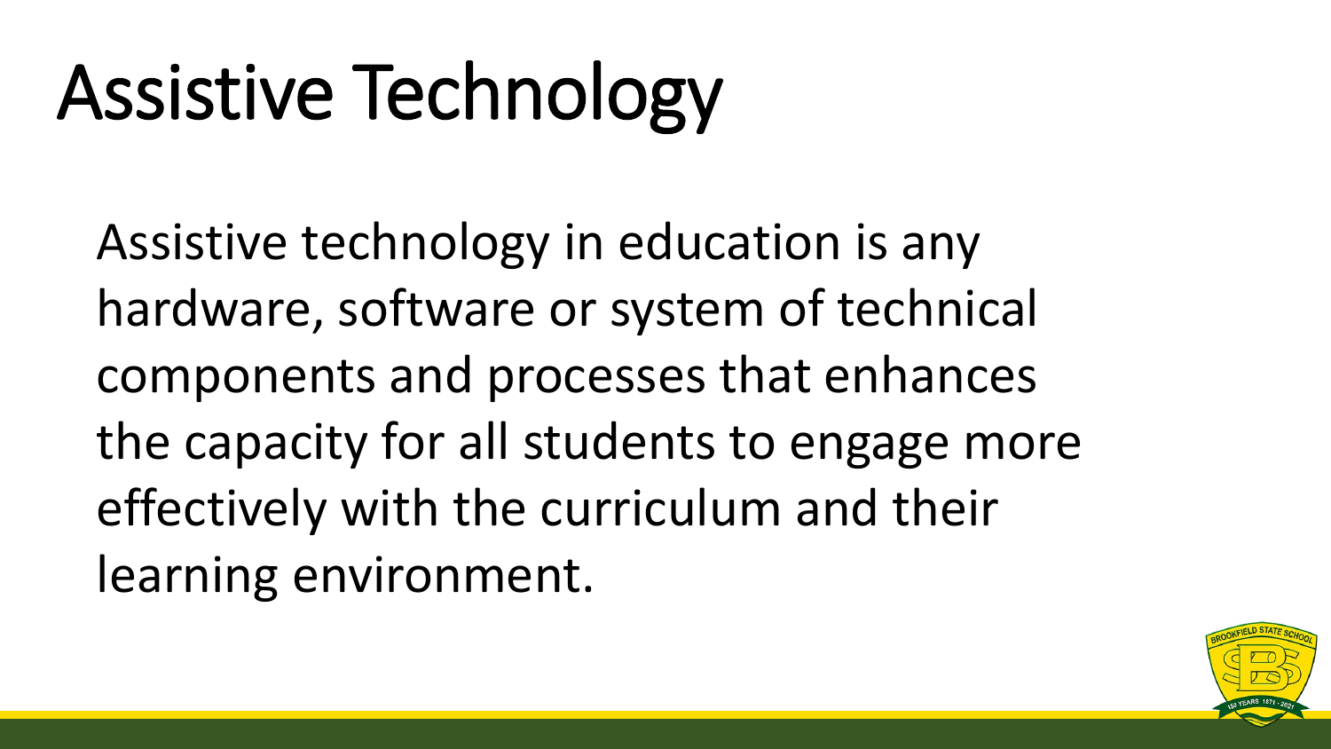# Assistive Technology

Assistive technology in education is any hardware, software or system of technical components and processes that enhances the capacity for all students to engage more effectively with the curriculum and their learning environment.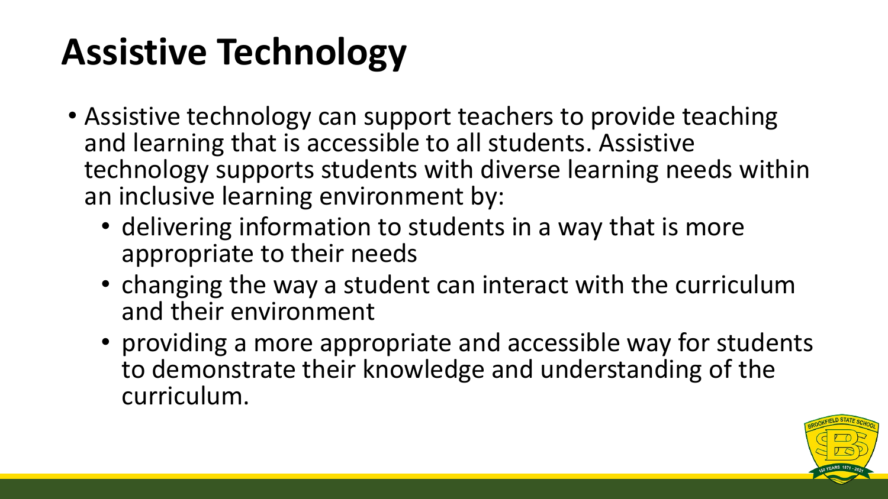# Assistive Technology

- Assistive technology can support teachers to provide teaching and learning that is accessible to all students. Assistive technology supports students with diverse learning needs within an inclusive learning environment by:
  - delivering information to students in a way that is more appropriate to their needs
  - changing the way a student can interact with the curriculum and their environment
  - providing a more appropriate and accessible way for students to demonstrate their knowledge and understanding of the curriculum.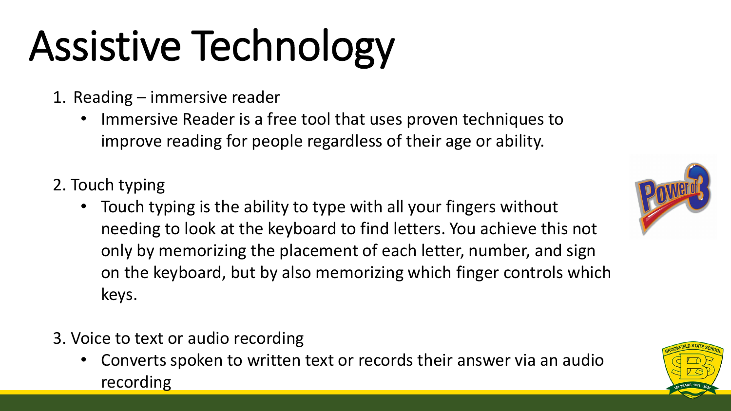# Assistive Technology

1. Reading – immersive reader
   - Immersive Reader is a free tool that uses proven techniques to improve reading for people regardless of their age or ability.

2. Touch typing
   - Touch typing is the ability to type with all your fingers without needing to look at the keyboard to find letters. You achieve this not only by memorizing the placement of each letter, number, and sign on the keyboard, but by also memorizing which finger controls which keys.

3. Voice to text or audio recording
   - Converts spoken to written text or records their answer via an audio recording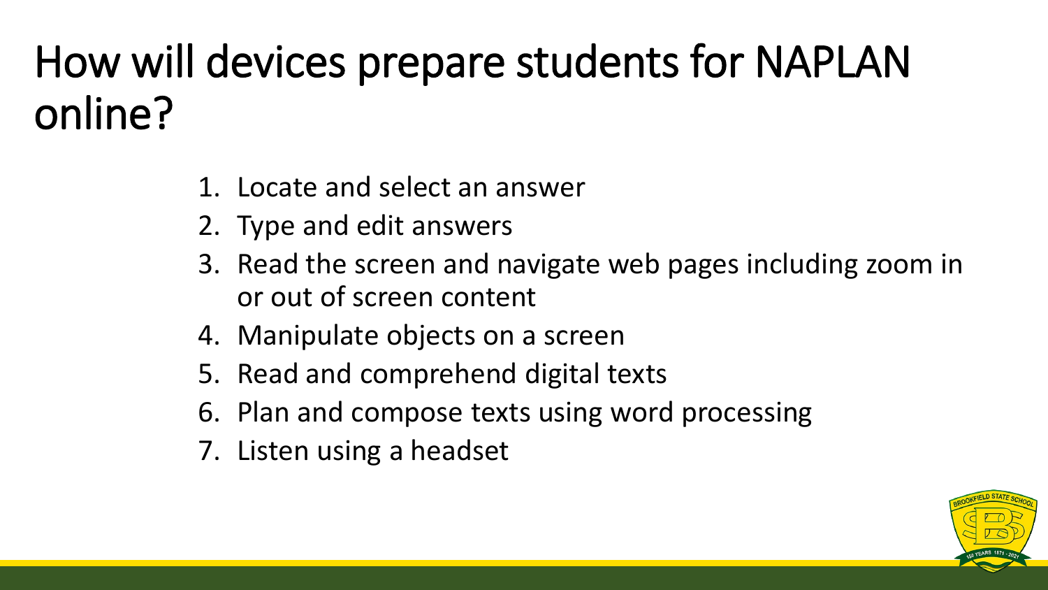# How will devices prepare students for NAPLAN online?

1. Locate and select an answer
2. Type and edit answers
3. Read the screen and navigate web pages including zoom in or out of screen content
4. Manipulate objects on a screen
5. Read and comprehend digital texts
6. Plan and compose texts using word processing
7. Listen using a headset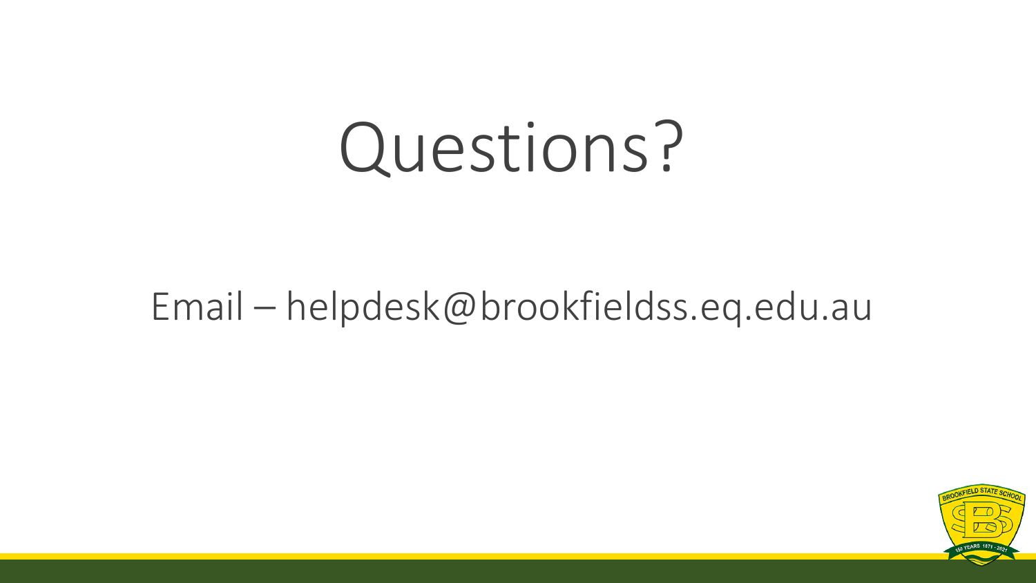# Questions?

Email – helpdesk@brookfieldss.eq.edu.au